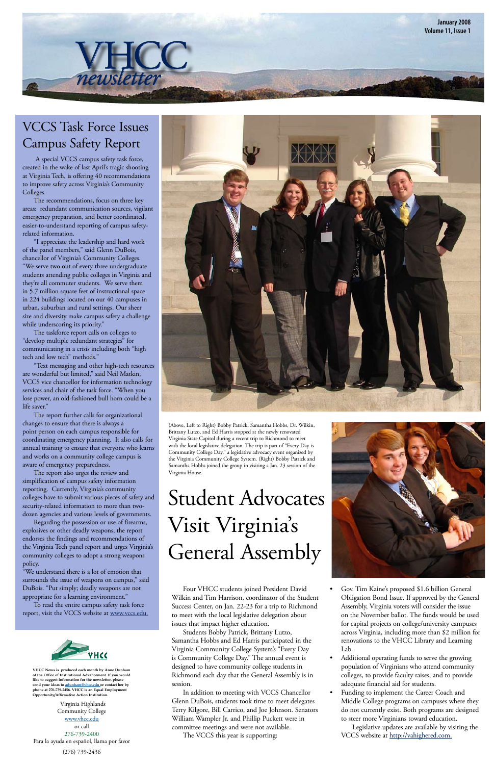# VHCC newsletter

January 2008
Volume 11, Issue 1

## VCCS Task Force Issues Campus Safety Report

A special VCCS campus safety task force, created in the wake of last April's tragic shooting at Virginia Tech, is offering 40 recommendations to improve safety across Virginia's Community Colleges.

The recommendations, focus on three key areas: redundant communication sources, vigilant emergency preparation, and better coordinated, easier-to-understand reporting of campus safety-related information.

"I appreciate the leadership and hard work of the panel members," said Glenn DuBois, chancellor of Virginia's Community Colleges. "We serve two out of every three undergraduate students attending public colleges in Virginia and they're all commuter students. We serve them in 5.7 million square feet of instructional space in 224 buildings located on our 40 campuses in urban, suburban and rural settings. Our sheer size and diversity make campus safety a challenge while underscoring its priority."

The taskforce report calls on colleges to "develop multiple redundant strategies" for communicating in a crisis including both "high tech and low tech" methods."

"Text messaging and other high-tech resources are wonderful but limited," said Neil Markin, VCCS vice chancellor for information technology services and chair of the task force. "When you lose power, an old-fashioned bull horn could be a life saver."

The report further calls for organizational changes to ensure that there is always a point person on each campus responsible for coordinating emergency planning. It also calls for annual training to ensure that everyone who learns and works on a community college campus is aware of emergency preparedness.

The report also urges the review and simplification of campus safety information reporting. Currently, Virginia's community colleges have to submit various pieces of safety and security-related information to more than two-dozen agencies and various levels of governments.

Regarding the possession or use of firearms, explosives or other deadly weapons, the report endorses the findings and recommendations of the Virginia Tech panel report and urges Virginia's community colleges to adopt a strong weapons policy.

"We understand there is a lot of emotion that surrounds the issue of weapons on campus," said DuBois. "Put simply; deadly weapons are not appropriate for a learning environment."

To read the entire campus safety task force report, visit the VCCS website at www.vccs.edu.

(Above, Left to Right) Bobby Patrick, Samantha Hobbs, Dr. Wilkin, Brittany Lutzo, and Ed Harris stopped at the newly renovated Virginia State Capitol during a recent trip to Richmond to meet with the local legislative delegation. The trip is part of "Every Day is Community College Day," a legislative advocacy event organized by the Virginia Community College System. (Right) Bobby Patrick and Samantha Hobbs joined the group in visiting a Jan. 23 session of the Virginia House.

## Student Advocates Visit Virginia's General Assembly

Four VHCC students joined President David Wilkin and Tim Harrison, coordinator of the Student Success Center, on Jan. 22-23 for a trip to Richmond to meet with the local legislative delegation about issues that impact higher education.

Students Bobby Patrick, Brittany Lutzo, Samantha Hobbs and Ed Harris participated in the Virginia Community College System's "Every Day is Community College Day." The annual event is designed to have community college students in Richmond each day that the General Assembly is in session.

In addition to meeting with VCCS Chancellor Glenn DuBois, students took time to meet delegates Terry Kilgore, Bill Carrico, and Joe Johnson. Senators William Wampler Jr. and Phillip Puckett were in committee meetings and were not available.

The VCCS this year is supporting:

- Gov. Tim Kaine's proposed $1.6 billion General Obligation Bond Issue. If approved by the General Assembly, Virginia voters will consider the issue on the November ballot. The funds would be used for capital projects on college/university campuses across Virginia, including more than $2 million for renovations to the VHCC Library and Learning Lab.
- Additional operating funds to serve the growing population of Virginians who attend community colleges, to provide faculty raises, and to provide adequate financial aid for students.
- Funding to implement the Career Coach and Middle College programs on campuses where they do not currently exist. Both programs are designed to steer more Virginians toward education.

Legislative updates are available by visiting the VCCS website at http://vahighered.com.

**VHCC News is produced each month by Anne Dunham of the Office of Institutional Advancement. If you would like to suggest information for the newsletter, please send your ideas to adunham@vhcc.edu or contact her by phone at 276-739-2456. VHCC is an Equal Employment Opportunity/Affirmative Action Institution.**

Virginia Highlands Community College
www.vhcc.edu
or call
276-739-2400
Para la ayuda en español, llama por favor
(276) 739-2436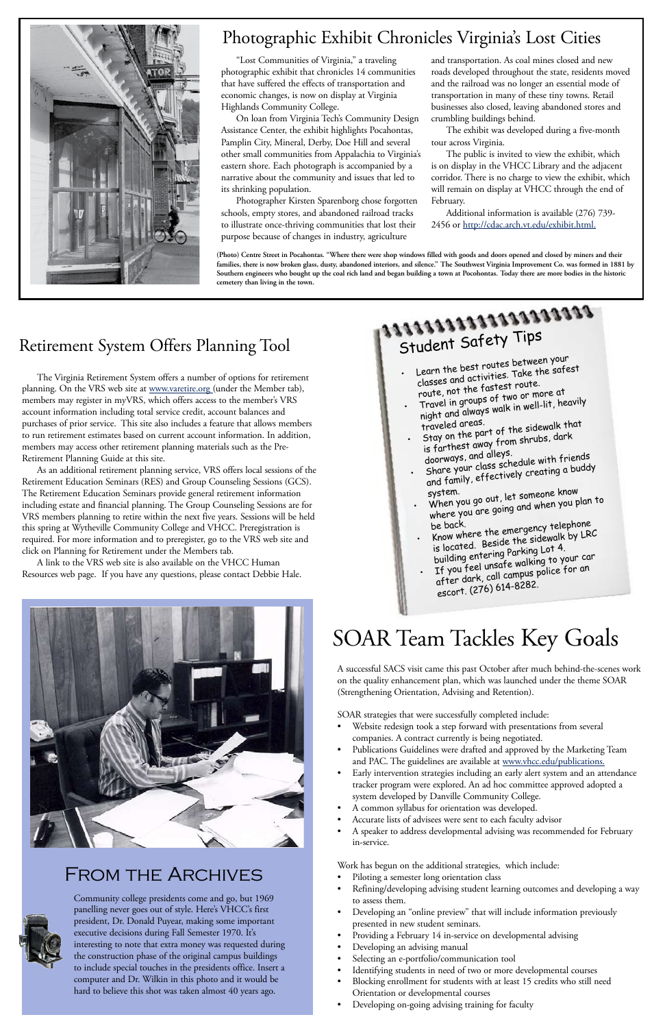## Photographic Exhibit Chronicles Virginia's Lost Cities

"Lost Communities of Virginia," a traveling photographic exhibit that chronicles 14 communities that have suffered the effects of transportation and economic changes, is now on display at Virginia Highlands Community College.

On loan from Virginia Tech's Community Design Assistance Center, the exhibit highlights Pocahontas, Pamplin City, Mineral, Derby, Doe Hill and several other small communities from Appalachia to Virginia's eastern shore. Each photograph is accompanied by a narrative about the community and issues that led to its shrinking population.

Photographer Kirsten Sparenborg chose forgotten schools, empty stores, and abandoned railroad tracks to illustrate once-thriving communities that lost their purpose because of changes in industry, agriculture and transportation. As coal mines closed and new roads developed throughout the state, residents moved and the railroad was no longer an essential mode of transportation in many of these tiny towns. Retail businesses also closed, leaving abandoned stores and crumbling buildings behind.

The exhibit was developed during a five-month tour across Virginia.

The public is invited to view the exhibit, which is on display in the VHCC Library and the adjacent corridor. There is no charge to view the exhibit, which will remain on display at VHCC through the end of February.

Additional information is available (276) 739-2456 or http://cdac.arch.vt.edu/exhibit.html.

**(Photo) Centre Street in Pocahontas. "Where there were shop windows filled with goods and doors opened and closed by miners and their families, there is now broken glass, dusty, abandoned interiors, and silence." The Southwest Virginia Improvement Co. was formed in 1881 by Southern engineers who bought up the coal rich land and began building a town at Pocohontas. Today there are more bodies in the historic cemetery than living in the town.**

## Retirement System Offers Planning Tool

The Virginia Retirement System offers a number of options for retirement planning. On the VRS web site at www.varetire.org (under the Member tab), members may register in myVRS, which offers access to the member's VRS account information including total service credit, account balances and purchases of prior service. This site also includes a feature that allows members to run retirement estimates based on current account information. In addition, members may access other retirement planning materials such as the Pre-Retirement Planning Guide at this site.

As an additional retirement planning service, VRS offers local sessions of the Retirement Education Seminars (RES) and Group Counseling Sessions (GCS). The Retirement Education Seminars provide general retirement information including estate and financial planning. The Group Counseling Sessions are for VRS members planning to retire within the next five years. Sessions will be held this spring at Wytheville Community College and VHCC. Preregistration is required. For more information and to preregister, go to the VRS web site and click on Planning for Retirement under the Members tab.

A link to the VRS web site is also available on the VHCC Human Resources web page. If you have any questions, please contact Debbie Hale.

## Student Safety Tips

- Learn the best routes between your classes and activities. Take the safest route, not the fastest route.
- Travel in groups of two or more at night and always walk in well-lit, heavily traveled areas.
- Stay on the part of the sidewalk that is farthest away from shrubs, dark doorways, and alleys.
- Share your class schedule with friends and family, effectively creating a buddy system.
- When you go out, let someone know where you are going and when you plan to be back.
- Know where the emergency telephone is located. Beside the sidewalk by LRC building entering Parking Lot 4.
- If you feel unsafe walking to your car after dark, call campus police for an escort. (276) 614-8282.

## From the Archives

Community college presidents come and go, but 1969 panelling never goes out of style. Here's VHCC's first president, Dr. Donald Puyear, making some important executive decisions during Fall Semester 1970. It's interesting to note that extra money was requested during the construction phase of the original campus buildings to include special touches in the presidents office. Insert a computer and Dr. Wilkin in this photo and it would be hard to believe this shot was taken almost 40 years ago.

## SOAR Team Tackles Key Goals

A successful SACS visit came this past October after much behind-the-scenes work on the quality enhancement plan, which was launched under the theme SOAR (Strengthening Orientation, Advising and Retention).

SOAR strategies that were successfully completed include:

- Website redesign took a step forward with presentations from several companies. A contract currently is being negotiated.
- Publications Guidelines were drafted and approved by the Marketing Team and PAC. The guidelines are available at www.vhcc.edu/publications.
- Early intervention strategies including an early alert system and an attendance tracker program were explored. An ad hoc committee approved adopted a system developed by Danville Community College.
- A common syllabus for orientation was developed.
- Accurate lists of advisees were sent to each faculty advisor
- A speaker to address developmental advising was recommended for February in-service.

Work has begun on the additional strategies, which include:

- Piloting a semester long orientation class
- Refining/developing advising student learning outcomes and developing a way to assess them.
- Developing an "online preview" that will include information previously presented in new student seminars.
- Providing a February 14 in-service on developmental advising
- Developing an advising manual
- Selecting an e-portfolio/communication tool
- Identifying students in need of two or more developmental courses
- Blocking enrollment for students with at least 15 credits who still need Orientation or developmental courses
- Developing on-going advising training for faculty